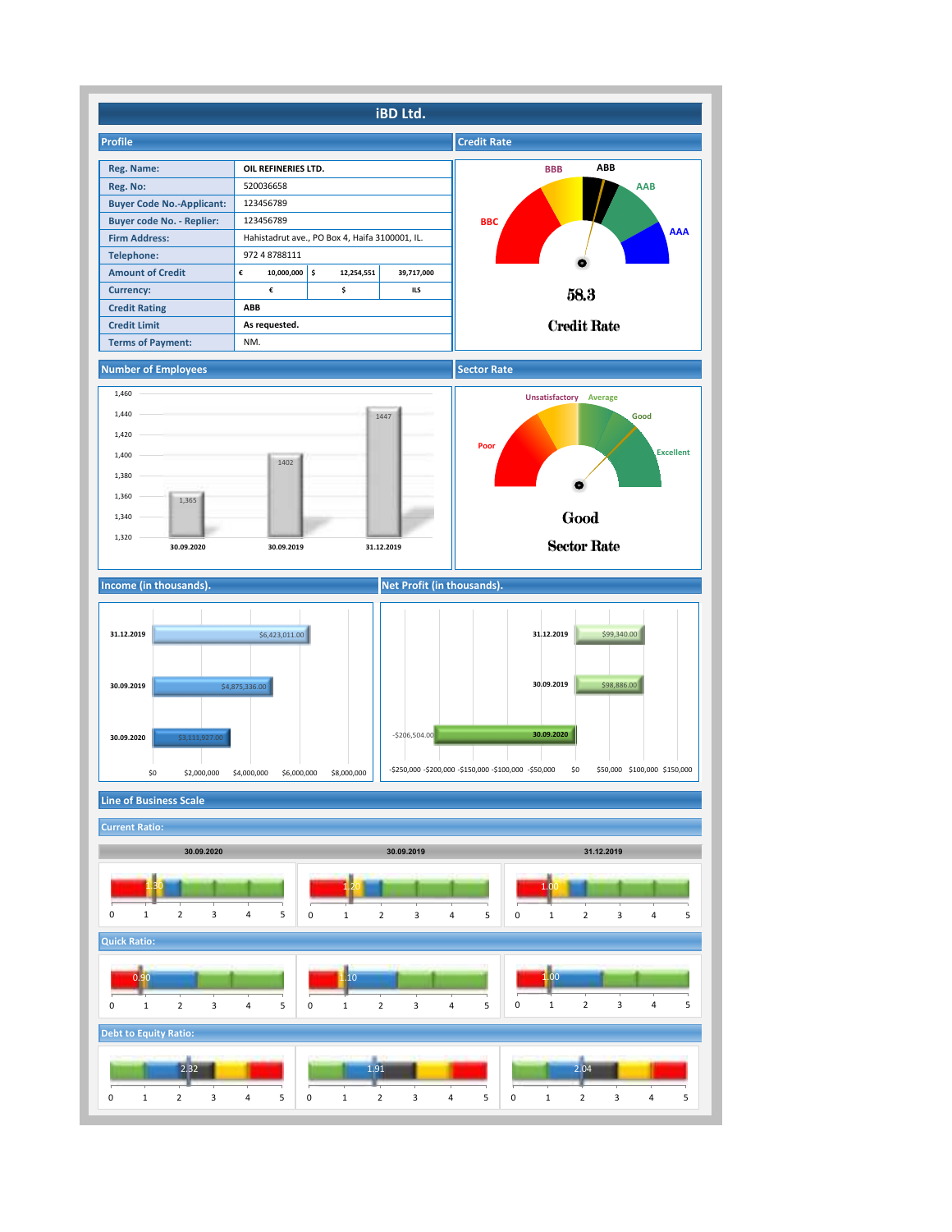# iBD Ltd.

## Profile

| Field | Value | | | | | |
|---|---|---|---|---|---|---|
| Reg. Name: | OIL REFINERIES LTD. | | | | | |
| Reg. No: | 520036658 | | | | | |
| Buyer Code No.-Applicant: | 123456789 | | | | | |
| Buyer code No. - Replier: | 123456789 | | | | | |
| Firm Address: | Hahistadrut ave., PO Box 4, Haifa 3100001, IL. | | | | | |
| Telephone: | 972 4 8788111 | | | | | |
| Amount of Credit | € | 10,000,000 | $ | 12,254,551 | 39,717,000 | |
| Currency: | € | | $ | | ILS | |
| Credit Rating | ABB | | | | | |
| Credit Limit | As requested. | | | | | |
| Terms of Payment: | NM. | | | | | |

## Credit Rate

BBC, BBB, ABB, AAB, AAA

58.3

Credit Rate

## Number of Employees

| Date | Employees |
|---|---|
| 30.09.2020 | 1,365 |
| 30.09.2019 | 1402 |
| 31.12.2019 | 1447 |

## Sector Rate

Poor, Unsatisfactory, Average, Good, Excellent

Good

Sector Rate

## Income (in thousands).

| Date | Income |
|---|---|
| 31.12.2019 | $6,423,011.00 |
| 30.09.2019 | $4,875,336.00 |
| 30.09.2020 | $3,111,927.00 |

## Net Profit (in thousands).

| Date | Net Profit |
|---|---|
| 31.12.2019 | $99,340.00 |
| 30.09.2019 | $98,886.00 |
| 30.09.2020 | -$206,504.00 |

## Line of Business Scale

### Current Ratio:

| 30.09.2020 | 30.09.2019 | 31.12.2019 |
|---|---|---|
| 1.30 | 1.20 | 1.00 |

### Quick Ratio:

| 30.09.2020 | 30.09.2019 | 31.12.2019 |
|---|---|---|
| 0.90 | 1.10 | 1.00 |

### Debt to Equity Ratio:

| 30.09.2020 | 30.09.2019 | 31.12.2019 |
|---|---|---|
| 2.32 | 1.91 | 2.04 |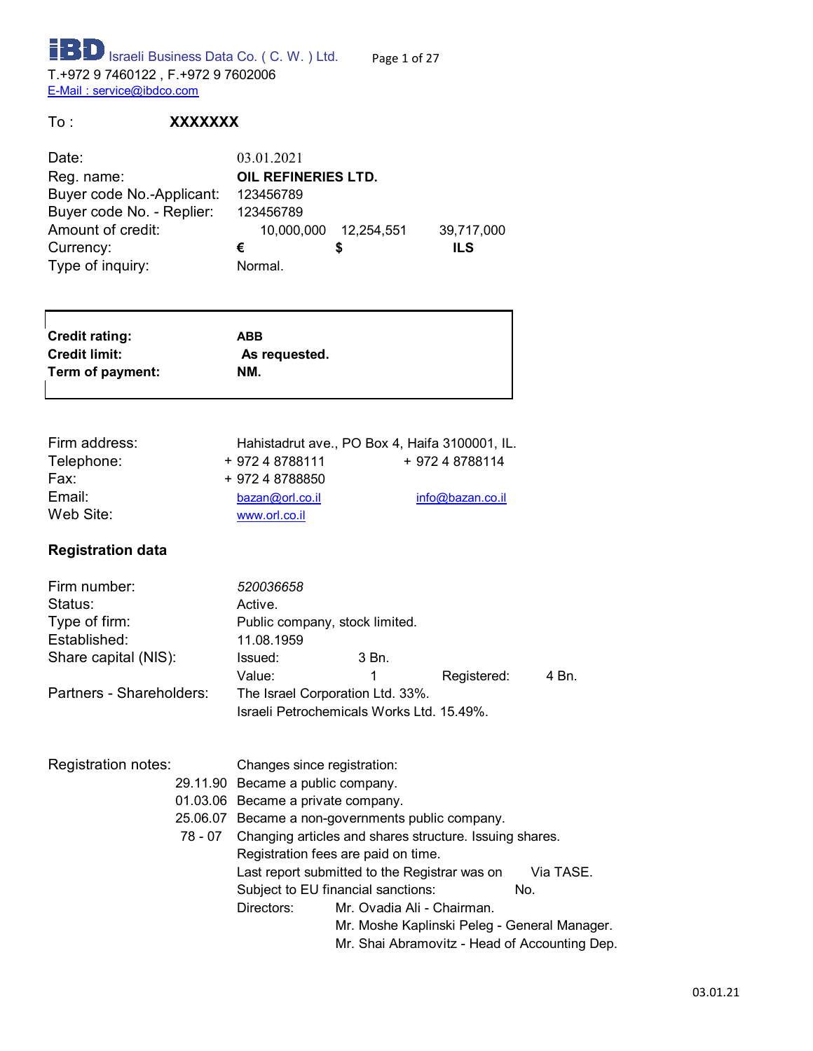Israeli Business Data Co. ( C. W. ) Ltd.

T.+972 9 7460122 , F.+972 9 7602006

E-Mail : service@ibdco.com

To : **XXXXXXX**

| | | | |
|---|---|---|---|
| Date: | 03.01.2021 | | |
| Reg. name: | **OIL REFINERIES LTD.** | | |
| Buyer code No.-Applicant: | 123456789 | | |
| Buyer code No. - Replier: | 123456789 | | |
| Amount of credit: | 10,000,000 | 12,254,551 | 39,717,000 |
| Currency: | **€** | **$** | **ILS** |
| Type of inquiry: | Normal. | | |

| | |
|---|---|
| **Credit rating:** | **ABB** |
| **Credit limit:** | **As requested.** |
| **Term of payment:** | **NM.** |

| | | |
|---|---|---|
| Firm address: | Hahistadrut ave., PO Box 4, Haifa 3100001, IL. | |
| Telephone: | + 972 4 8788111 | + 972 4 8788114 |
| Fax: | + 972 4 8788850 | |
| Email: | bazan@orl.co.il | info@bazan.co.il |
| Web Site: | www.orl.co.il | |

## Registration data

| | | | | |
|---|---|---|---|---|
| Firm number: | *520036658* | | | |
| Status: | Active. | | | |
| Type of firm: | Public company, stock limited. | | | |
| Established: | 11.08.1959 | | | |
| Share capital (NIS): | Issued: | 3 Bn. | | |
| | Value: | 1 | Registered: | 4 Bn. |
| Partners - Shareholders: | The Israel Corporation Ltd. 33%. | | | |
| | Israeli Petrochemicals Works Ltd. 15.49%. | | | |

Registration notes: Changes since registration:

| | |
|---|---|
| 29.11.90 | Became a public company. |
| 01.03.06 | Became a private company. |
| 25.06.07 | Became a non-governments public company. |
| 78 - 07 | Changing articles and shares structure. Issuing shares. |

Registration fees are paid on time.

Last report submitted to the Registrar was on Via TASE.

Subject to EU financial sanctions: No.

Directors:
- Mr. Ovadia Ali - Chairman.
- Mr. Moshe Kaplinski Peleg - General Manager.
- Mr. Shai Abramovitz - Head of Accounting Dep.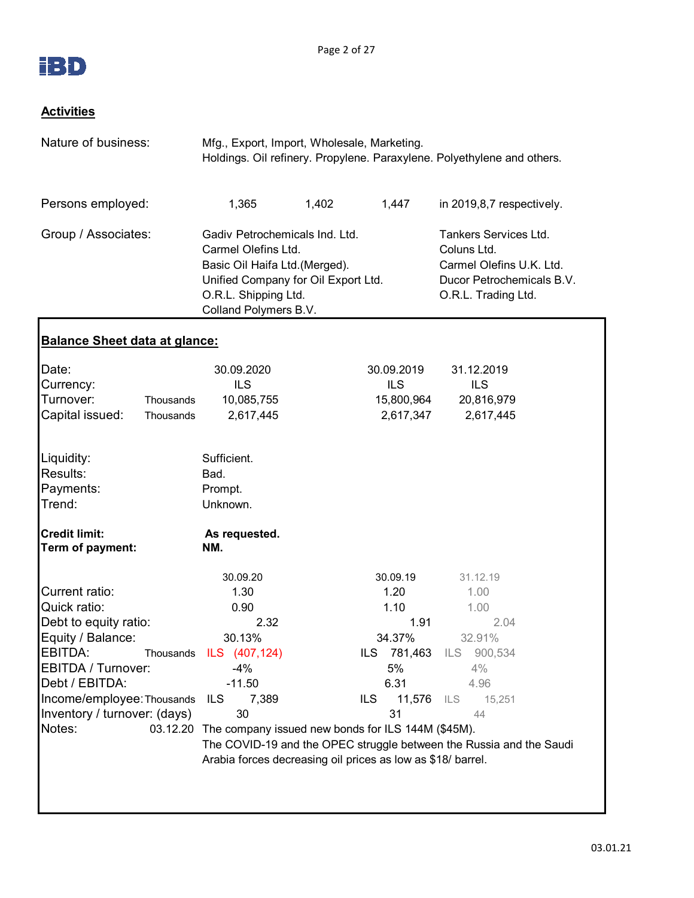## Activities

**Nature of business:** Mfg., Export, Import, Wholesale, Marketing.
Holdings. Oil refinery. Propylene. Paraxylene. Polyethylene and others.

**Persons employed:** 1,365 1,402 1,447 in 2019,8,7 respectively.

**Group / Associates:**

- Gadiv Petrochemicals Ind. Ltd.
- Carmel Olefins Ltd.
- Basic Oil Haifa Ltd.(Merged).
- Unified Company for Oil Export Ltd.
- O.R.L. Shipping Ltd.
- Colland Polymers B.V.
- Tankers Services Ltd.
- Coluns Ltd.
- Carmel Olefins U.K. Ltd.
- Ducor Petrochemicals B.V.
- O.R.L. Trading Ltd.

## Balance Sheet data at glance:

| | | | | |
|---|---|---|---|---|
| Date: | | 30.09.2020 | 30.09.2019 | 31.12.2019 |
| Currency: | | ILS | ILS | ILS |
| Turnover: | Thousands | 10,085,755 | 15,800,964 | 20,816,979 |
| Capital issued: | Thousands | 2,617,445 | 2,617,347 | 2,617,445 |

Liquidity: Sufficient.
Results: Bad.
Payments: Prompt.
Trend: Unknown.

**Credit limit:** **As requested.**
**Term of payment:** **NM.**

| | | 30.09.20 | 30.09.19 | 31.12.19 |
|---|---|---|---|---|
| Current ratio: | | 1.30 | 1.20 | 1.00 |
| Quick ratio: | | 0.90 | 1.10 | 1.00 |
| Debt to equity ratio: | | 2.32 | 1.91 | 2.04 |
| Equity / Balance: | | 30.13% | 34.37% | 32.91% |
| EBITDA: | Thousands | ILS (407,124) | ILS 781,463 | ILS 900,534 |
| EBITDA / Turnover: | | -4% | 5% | 4% |
| Debt / EBITDA: | | -11.50 | 6.31 | 4.96 |
| Income/employee: | Thousands | ILS 7,389 | ILS 11,576 | ILS 15,251 |
| Inventory / turnover: (days) | | 30 | 31 | 44 |

Notes: 03.12.20 The company issued new bonds for ILS 144M ($45M).
The COVID-19 and the OPEC struggle between the Russia and the Saudi Arabia forces decreasing oil prices as low as $18/ barrel.

03.01.21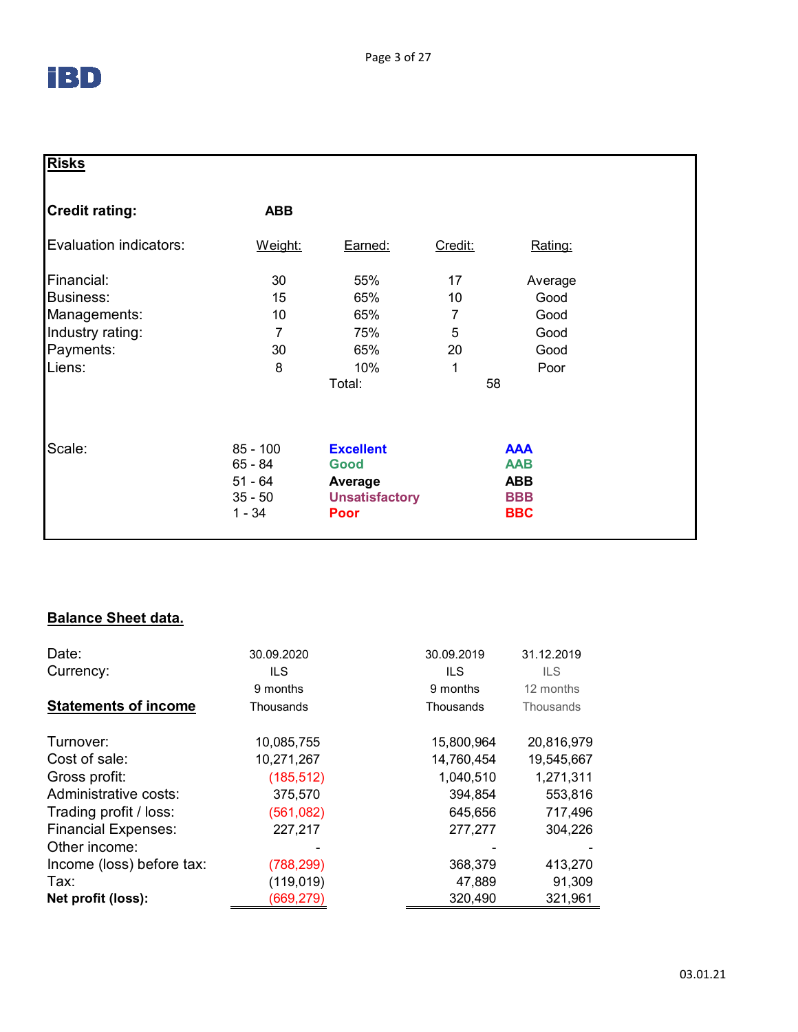## Risks

**Credit rating:** **ABB**

| Evaluation indicators: | Weight: | Earned: | Credit: | Rating: |
|---|---|---|---|---|
| Financial: | 30 | 55% | 17 | Average |
| Business: | 15 | 65% | 10 | Good |
| Managements: | 10 | 65% | 7 | Good |
| Industry rating: | 7 | 75% | 5 | Good |
| Payments: | 30 | 65% | 20 | Good |
| Liens: | 8 | 10% | 1 | Poor |
| | | Total: | 58 | |

| Scale: | | | |
|---|---|---|---|
| | 85 - 100 | **Excellent** | **AAA** |
| | 65 - 84 | **Good** | **AAB** |
| | 51 - 64 | **Average** | **ABB** |
| | 35 - 50 | **Unsatisfactory** | **BBB** |
| | 1 - 34 | **Poor** | **BBC** |

## Balance Sheet data.

| Date: | 30.09.2020 | 30.09.2019 | 31.12.2019 |
|---|---|---|---|
| Currency: | ILS | ILS | ILS |
| | 9 months | 9 months | 12 months |
| **Statements of income** | Thousands | Thousands | Thousands |
| Turnover: | 10,085,755 | 15,800,964 | 20,816,979 |
| Cost of sale: | 10,271,267 | 14,760,454 | 19,545,667 |
| Gross profit: | (185,512) | 1,040,510 | 1,271,311 |
| Administrative costs: | 375,570 | 394,854 | 553,816 |
| Trading profit / loss: | (561,082) | 645,656 | 717,496 |
| Financial Expenses: | 227,217 | 277,277 | 304,226 |
| Other income: | - | - | - |
| Income (loss) before tax: | (788,299) | 368,379 | 413,270 |
| Tax: | (119,019) | 47,889 | 91,309 |
| **Net profit (loss):** | (669,279) | 320,490 | 321,961 |

03.01.21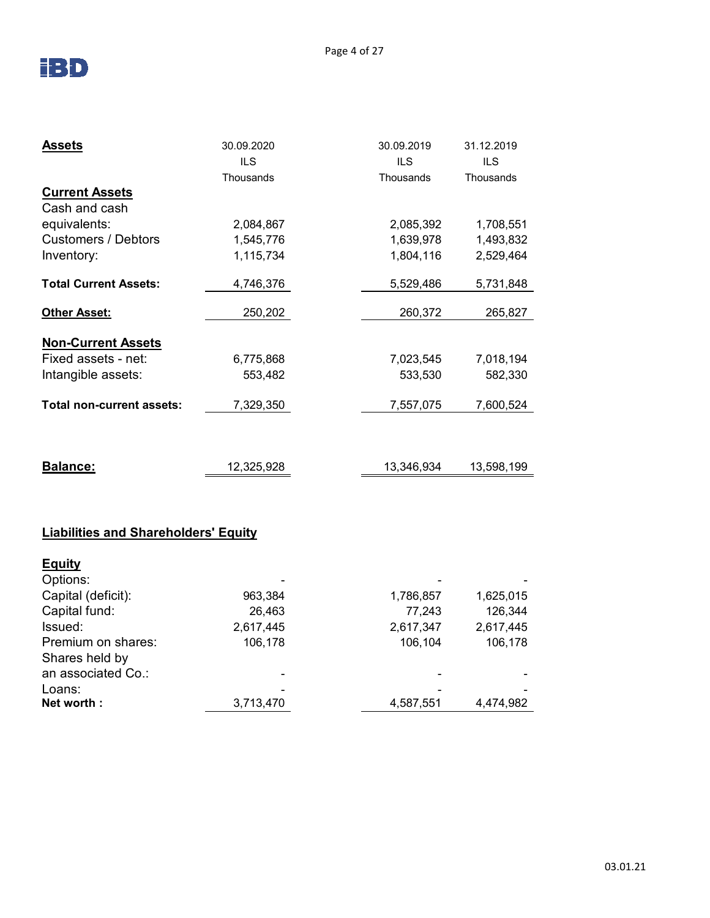| **Assets** | 30.09.2020 ILS Thousands | 30.09.2019 ILS Thousands | 31.12.2019 ILS Thousands |
|---|---|---|---|
| **Current Assets** | | | |
| Cash and cash equivalents: | 2,084,867 | 2,085,392 | 1,708,551 |
| Customers / Debtors | 1,545,776 | 1,639,978 | 1,493,832 |
| Inventory: | 1,115,734 | 1,804,116 | 2,529,464 |
| **Total Current Assets:** | 4,746,376 | 5,529,486 | 5,731,848 |
| **Other Asset:** | 250,202 | 260,372 | 265,827 |
| **Non-Current Assets** | | | |
| Fixed assets - net: | 6,775,868 | 7,023,545 | 7,018,194 |
| Intangible assets: | 553,482 | 533,530 | 582,330 |
| **Total non-current assets:** | 7,329,350 | 7,557,075 | 7,600,524 |
| **Balance:** | 12,325,928 | 13,346,934 | 13,598,199 |

**Liabilities and Shareholders' Equity**

| **Equity** | 30.09.2020 | 30.09.2019 | 31.12.2019 |
|---|---|---|---|
| Options: | - | - | - |
| Capital (deficit): | 963,384 | 1,786,857 | 1,625,015 |
| Capital fund: | 26,463 | 77,243 | 126,344 |
| Issued: | 2,617,445 | 2,617,347 | 2,617,445 |
| Premium on shares: | 106,178 | 106,104 | 106,178 |
| Shares held by an associated Co.: | - | - | - |
| Loans: | - | - | - |
| **Net worth :** | 3,713,470 | 4,587,551 | 4,474,982 |

03.01.21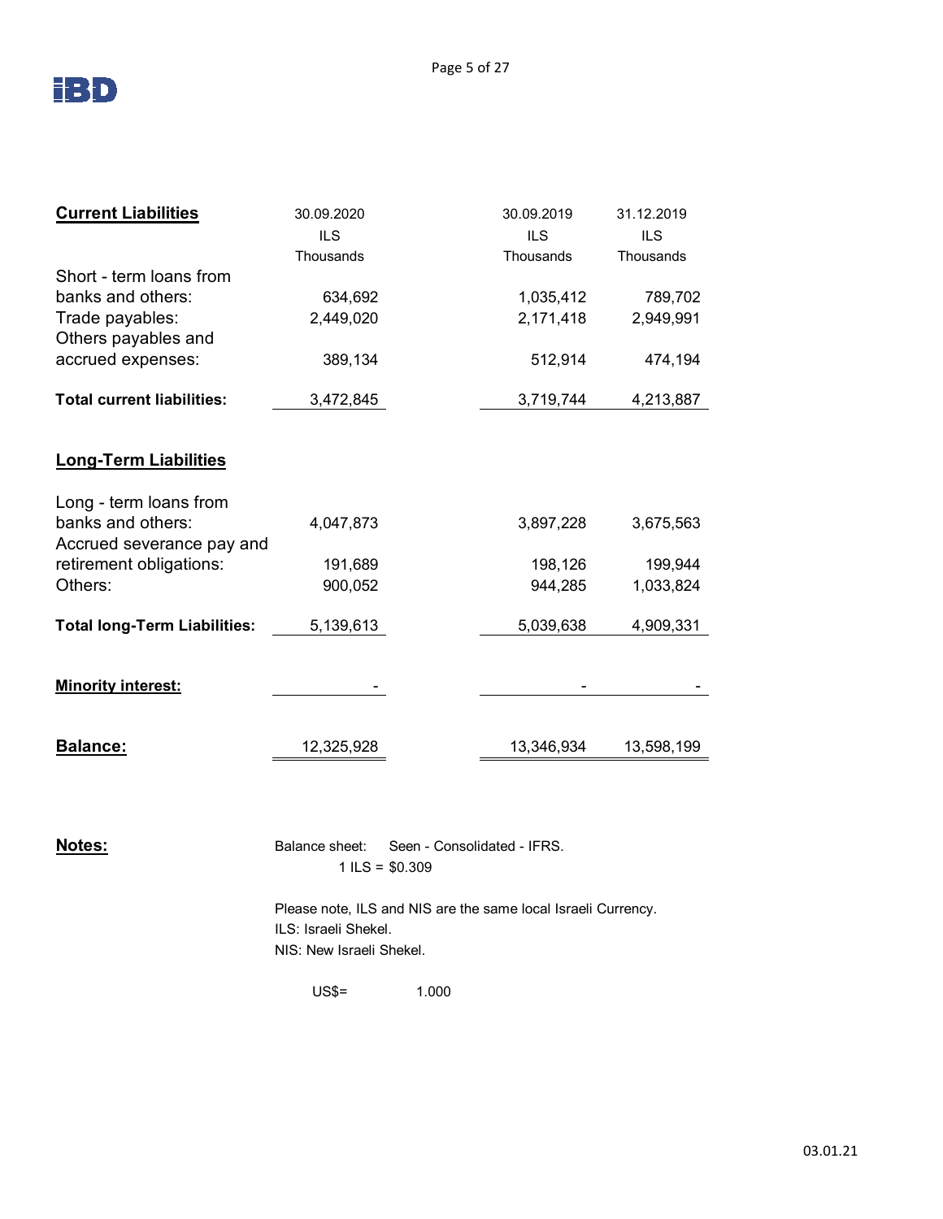| **Current Liabilities** | 30.09.2020 ILS Thousands | 30.09.2019 ILS Thousands | 31.12.2019 ILS Thousands |
|---|---|---|---|
| Short - term loans from banks and others: | 634,692 | 1,035,412 | 789,702 |
| Trade payables: | 2,449,020 | 2,171,418 | 2,949,991 |
| Others payables and accrued expenses: | 389,134 | 512,914 | 474,194 |
| **Total current liabilities:** | 3,472,845 | 3,719,744 | 4,213,887 |
| **Long-Term Liabilities** | | | |
| Long - term loans from banks and others: | 4,047,873 | 3,897,228 | 3,675,563 |
| Accrued severance pay and retirement obligations: | 191,689 | 198,126 | 199,944 |
| Others: | 900,052 | 944,285 | 1,033,824 |
| **Total long-Term Liabilities:** | 5,139,613 | 5,039,638 | 4,909,331 |
| **Minority interest:** | - | - | - |
| **Balance:** | 12,325,928 | 13,346,934 | 13,598,199 |

**Notes:**

Balance sheet: Seen - Consolidated - IFRS.

1 ILS = $0.309

Please note, ILS and NIS are the same local Israeli Currency.

ILS: Israeli Shekel.

NIS: New Israeli Shekel.

US$= 1.000

03.01.21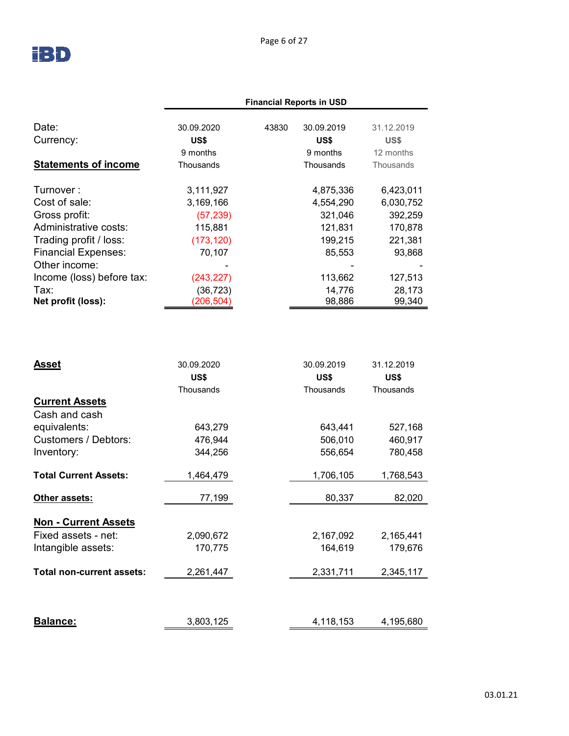**Financial Reports in USD**

| Date: | 30.09.2020 | 43830 | 30.09.2019 | 31.12.2019 |
|---|---|---|---|---|
| Currency: | **US$** | | **US$** | **US$** |
| | 9 months | | 9 months | 12 months |
| **Statements of income** | Thousands | | Thousands | Thousands |
| Turnover : | 3,111,927 | | 4,875,336 | 6,423,011 |
| Cost of sale: | 3,169,166 | | 4,554,290 | 6,030,752 |
| Gross profit: | (57,239) | | 321,046 | 392,259 |
| Administrative costs: | 115,881 | | 121,831 | 170,878 |
| Trading profit / loss: | (173,120) | | 199,215 | 221,381 |
| Financial Expenses: | 70,107 | | 85,553 | 93,868 |
| Other income: | - | | - | - |
| Income (loss) before tax: | (243,227) | | 113,662 | 127,513 |
| Tax: | (36,723) | | 14,776 | 28,173 |
| **Net profit (loss):** | (206,504) | | 98,886 | 99,340 |

| **Asset** | 30.09.2020 | 30.09.2019 | 31.12.2019 |
|---|---|---|---|
| | **US$** | **US$** | **US$** |
| | Thousands | Thousands | Thousands |
| **Current Assets** | | | |
| Cash and cash equivalents: | 643,279 | 643,441 | 527,168 |
| Customers / Debtors: | 476,944 | 506,010 | 460,917 |
| Inventory: | 344,256 | 556,654 | 780,458 |
| **Total Current Assets:** | 1,464,479 | 1,706,105 | 1,768,543 |
| **Other assets:** | 77,199 | 80,337 | 82,020 |
| **Non - Current Assets** | | | |
| Fixed assets - net: | 2,090,672 | 2,167,092 | 2,165,441 |
| Intangible assets: | 170,775 | 164,619 | 179,676 |
| **Total non-current assets:** | 2,261,447 | 2,331,711 | 2,345,117 |
| **Balance:** | 3,803,125 | 4,118,153 | 4,195,680 |

03.01.21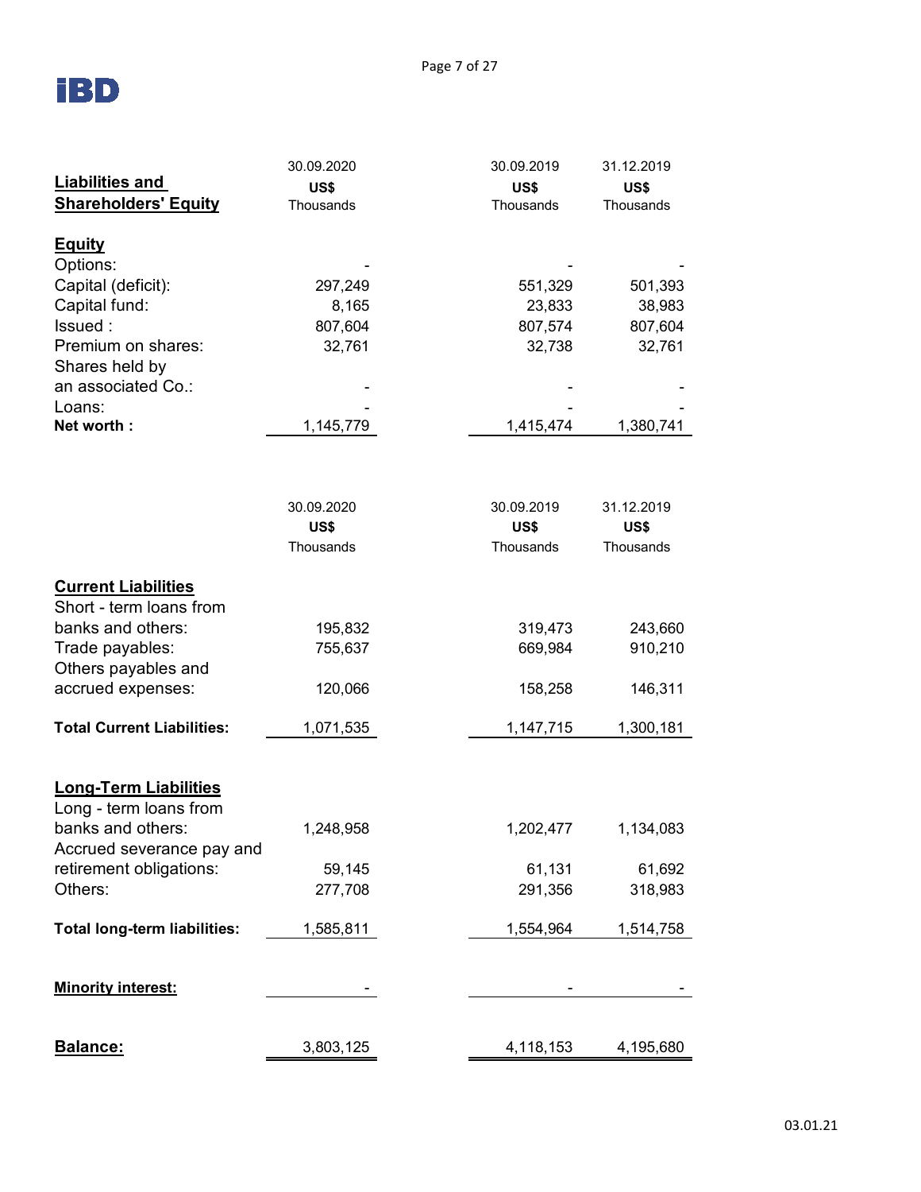| **Liabilities and Shareholders' Equity** | 30.09.2020 US$ Thousands | 30.09.2019 US$ Thousands | 31.12.2019 US$ Thousands |
|---|---|---|---|
| **Equity** | | | |
| Options: | - | - | - |
| Capital (deficit): | 297,249 | 551,329 | 501,393 |
| Capital fund: | 8,165 | 23,833 | 38,983 |
| Issued : | 807,604 | 807,574 | 807,604 |
| Premium on shares: | 32,761 | 32,738 | 32,761 |
| Shares held by an associated Co.: | - | - | - |
| Loans: | - | - | - |
| **Net worth :** | 1,145,779 | 1,415,474 | 1,380,741 |

| | 30.09.2020 US$ Thousands | 30.09.2019 US$ Thousands | 31.12.2019 US$ Thousands |
|---|---|---|---|
| **Current Liabilities** | | | |
| Short - term loans from banks and others: | 195,832 | 319,473 | 243,660 |
| Trade payables: | 755,637 | 669,984 | 910,210 |
| Others payables and accrued expenses: | 120,066 | 158,258 | 146,311 |
| **Total Current Liabilities:** | 1,071,535 | 1,147,715 | 1,300,181 |
| **Long-Term Liabilities** | | | |
| Long - term loans from banks and others: | 1,248,958 | 1,202,477 | 1,134,083 |
| Accrued severance pay and retirement obligations: | 59,145 | 61,131 | 61,692 |
| Others: | 277,708 | 291,356 | 318,983 |
| **Total long-term liabilities:** | 1,585,811 | 1,554,964 | 1,514,758 |
| **Minority interest:** | - | - | - |
| **Balance:** | 3,803,125 | 4,118,153 | 4,195,680 |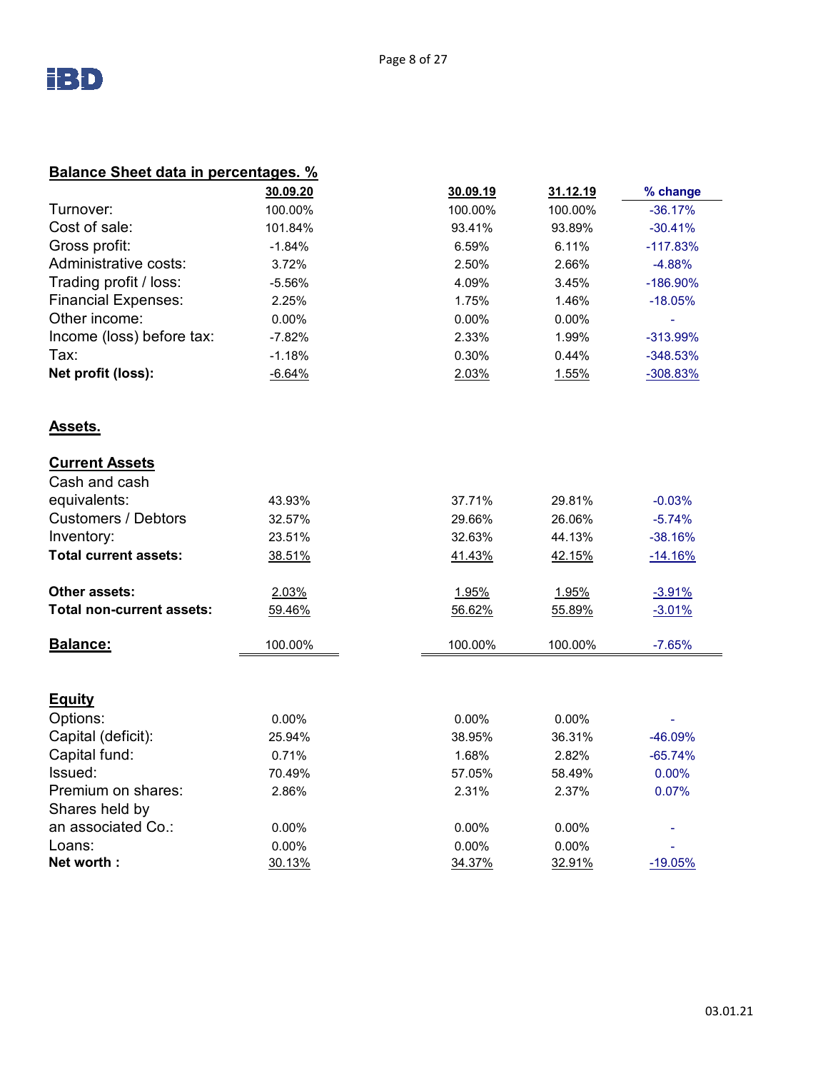## Balance Sheet data in percentages. %

| | 30.09.20 | 30.09.19 | 31.12.19 | % change |
|---|---|---|---|---|
| Turnover: | 100.00% | 100.00% | 100.00% | -36.17% |
| Cost of sale: | 101.84% | 93.41% | 93.89% | -30.41% |
| Gross profit: | -1.84% | 6.59% | 6.11% | -117.83% |
| Administrative costs: | 3.72% | 2.50% | 2.66% | -4.88% |
| Trading profit / loss: | -5.56% | 4.09% | 3.45% | -186.90% |
| Financial Expenses: | 2.25% | 1.75% | 1.46% | -18.05% |
| Other income: | 0.00% | 0.00% | 0.00% | - |
| Income (loss) before tax: | -7.82% | 2.33% | 1.99% | -313.99% |
| Tax: | -1.18% | 0.30% | 0.44% | -348.53% |
| **Net profit (loss):** | -6.64% | 2.03% | 1.55% | -308.83% |

## Assets.

| | 30.09.20 | 30.09.19 | 31.12.19 | % change |
|---|---|---|---|---|
| **Current Assets** | | | | |
| Cash and cash equivalents: | 43.93% | 37.71% | 29.81% | -0.03% |
| Customers / Debtors | 32.57% | 29.66% | 26.06% | -5.74% |
| Inventory: | 23.51% | 32.63% | 44.13% | -38.16% |
| **Total current assets:** | 38.51% | 41.43% | 42.15% | -14.16% |
| **Other assets:** | 2.03% | 1.95% | 1.95% | -3.91% |
| **Total non-current assets:** | 59.46% | 56.62% | 55.89% | -3.01% |
| **Balance:** | 100.00% | 100.00% | 100.00% | -7.65% |

## Equity

| | 30.09.20 | 30.09.19 | 31.12.19 | % change |
|---|---|---|---|---|
| Options: | 0.00% | 0.00% | 0.00% | - |
| Capital (deficit): | 25.94% | 38.95% | 36.31% | -46.09% |
| Capital fund: | 0.71% | 1.68% | 2.82% | -65.74% |
| Issued: | 70.49% | 57.05% | 58.49% | 0.00% |
| Premium on shares: | 2.86% | 2.31% | 2.37% | 0.07% |
| Shares held by an associated Co.: | 0.00% | 0.00% | 0.00% | - |
| Loans: | 0.00% | 0.00% | 0.00% | - |
| **Net worth :** | 30.13% | 34.37% | 32.91% | -19.05% |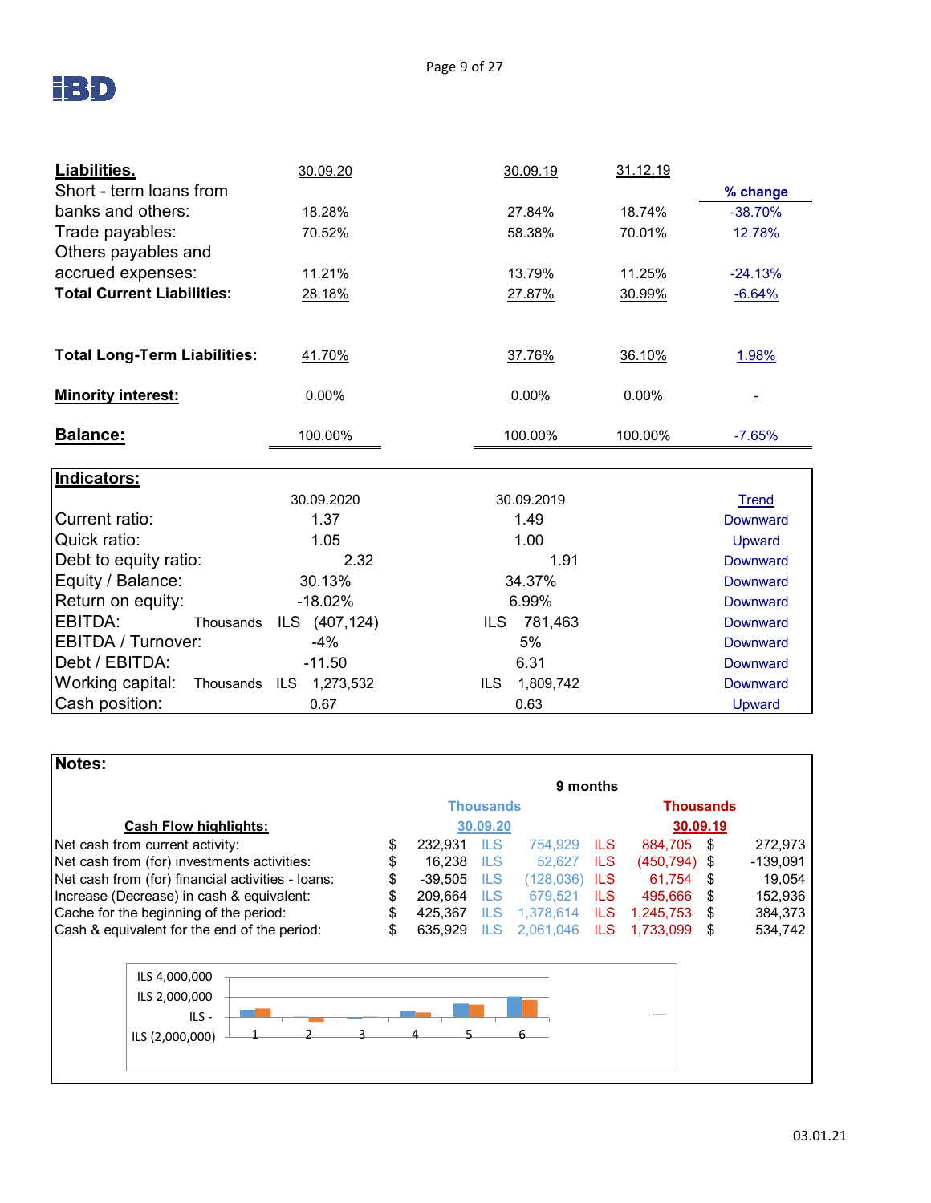## Liabilities.

| Liabilities. | 30.09.20 | 30.09.19 | 31.12.19 | % change |
|---|---|---|---|---|
| Short - term loans from banks and others: | 18.28% | 27.84% | 18.74% | -38.70% |
| Trade payables: | 70.52% | 58.38% | 70.01% | 12.78% |
| Others payables and accrued expenses: | 11.21% | 13.79% | 11.25% | -24.13% |
| **Total Current Liabilities:** | 28.18% | 27.87% | 30.99% | -6.64% |
| **Total Long-Term Liabilities:** | 41.70% | 37.76% | 36.10% | 1.98% |
| **Minority interest:** | 0.00% | 0.00% | 0.00% | - |
| **Balance:** | 100.00% | 100.00% | 100.00% | -7.65% |

## Indicators:

| Indicators: | 30.09.2020 | 30.09.2019 | Trend |
|---|---|---|---|
| Current ratio: | 1.37 | 1.49 | Downward |
| Quick ratio: | 1.05 | 1.00 | Upward |
| Debt to equity ratio: | 2.32 | 1.91 | Downward |
| Equity / Balance: | 30.13% | 34.37% | Downward |
| Return on equity: | -18.02% | 6.99% | Downward |
| EBITDA: Thousands | ILS (407,124) | ILS 781,463 | Downward |
| EBITDA / Turnover: | -4% | 5% | Downward |
| Debt / EBITDA: | -11.50 | 6.31 | Downward |
| Working capital: Thousands | ILS 1,273,532 | ILS 1,809,742 | Downward |
| Cash position: | 0.67 | 0.63 | Upward |

## Notes:

9 months

| Cash Flow highlights: | Thousands 30.09.20 | | | | Thousands 30.09.19 | | | |
|---|---|---|---|---|---|---|---|---|
| Net cash from current activity: | $ | 232,931 | ILS | 754,929 | ILS | 884,705 | $ | 272,973 |
| Net cash from (for) investments activities: | $ | 16,238 | ILS | 52,627 | ILS | (450,794) | $ | -139,091 |
| Net cash from (for) financial activities - loans: | $ | -39,505 | ILS | (128,036) | ILS | 61,754 | $ | 19,054 |
| Increase (Decrease) in cash & equivalent: | $ | 209,664 | ILS | 679,521 | ILS | 495,666 | $ | 152,936 |
| Cache for the beginning of the period: | $ | 425,367 | ILS | 1,378,614 | ILS | 1,245,753 | $ | 384,373 |
| Cash & equivalent for the end of the period: | $ | 635,929 | ILS | 2,061,046 | ILS | 1,733,099 | $ | 534,742 |

03.01.21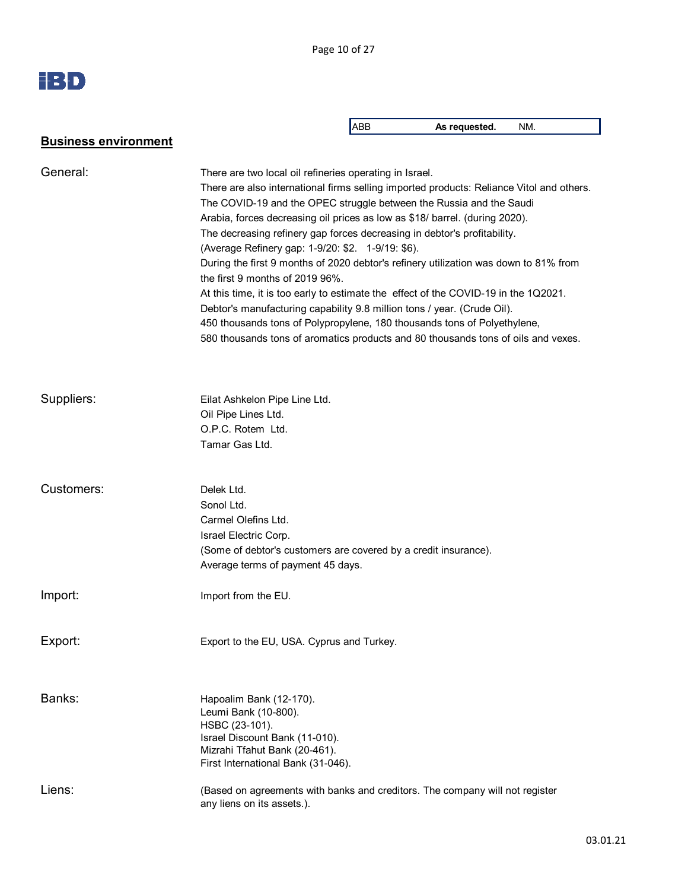| ABB | As requested. | NM. |
| --- | --- | --- |

## Business environment

**General:**

There are two local oil refineries operating in Israel.
There are also international firms selling imported products: Reliance Vitol and others.
The COVID-19 and the OPEC struggle between the Russia and the Saudi Arabia, forces decreasing oil prices as low as $18/ barrel. (during 2020).
The decreasing refinery gap forces decreasing in debtor's profitability.
(Average Refinery gap: 1-9/20: $2. 1-9/19: $6).
During the first 9 months of 2020 debtor's refinery utilization was down to 81% from the first 9 months of 2019 96%.
At this time, it is too early to estimate the effect of the COVID-19 in the 1Q2021.
Debtor's manufacturing capability 9.8 million tons / year. (Crude Oil).
450 thousands tons of Polypropylene, 180 thousands tons of Polyethylene,
580 thousands tons of aromatics products and 80 thousands tons of oils and vexes.

**Suppliers:**

Eilat Ashkelon Pipe Line Ltd.
Oil Pipe Lines Ltd.
O.P.C. Rotem Ltd.
Tamar Gas Ltd.

**Customers:**

Delek Ltd.
Sonol Ltd.
Carmel Olefins Ltd.
Israel Electric Corp.
(Some of debtor's customers are covered by a credit insurance).
Average terms of payment 45 days.

**Import:**

Import from the EU.

**Export:**

Export to the EU, USA. Cyprus and Turkey.

**Banks:**

Hapoalim Bank (12-170).
Leumi Bank (10-800).
HSBC (23-101).
Israel Discount Bank (11-010).
Mizrahi Tfahut Bank (20-461).
First International Bank (31-046).

**Liens:**

(Based on agreements with banks and creditors. The company will not register any liens on its assets.).

03.01.21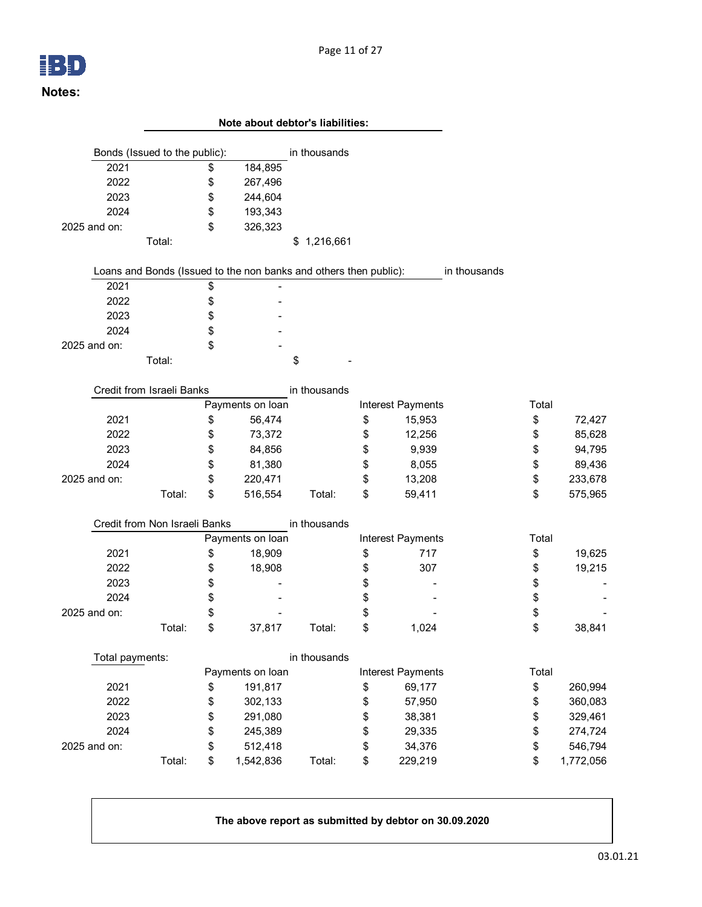**Notes:**

**Note about debtor's liabilities:**

Bonds (Issued to the public): in thousands

| Year | Amount |
|---|---|
| 2021 | $ 184,895 |
| 2022 | $ 267,496 |
| 2023 | $ 244,604 |
| 2024 | $ 193,343 |
| 2025 and on: | $ 326,323 |
| Total: | $ 1,216,661 |

Loans and Bonds (Issued to the non banks and others then public): in thousands

| Year | Amount |
|---|---|
| 2021 | $ - |
| 2022 | $ - |
| 2023 | $ - |
| 2024 | $ - |
| 2025 and on: | $ - |
| Total: | $ - |

Credit from Israeli Banks in thousands

| | Payments on loan | Interest Payments | Total |
|---|---|---|---|
| 2021 | $ 56,474 | $ 15,953 | $ 72,427 |
| 2022 | $ 73,372 | $ 12,256 | $ 85,628 |
| 2023 | $ 84,856 | $ 9,939 | $ 94,795 |
| 2024 | $ 81,380 | $ 8,055 | $ 89,436 |
| 2025 and on: | $ 220,471 | $ 13,208 | $ 233,678 |
| Total: | $ 516,554 | Total: $ 59,411 | $ 575,965 |

Credit from Non Israeli Banks in thousands

| | Payments on loan | Interest Payments | Total |
|---|---|---|---|
| 2021 | $ 18,909 | $ 717 | $ 19,625 |
| 2022 | $ 18,908 | $ 307 | $ 19,215 |
| 2023 | $ - | $ - | $ - |
| 2024 | $ - | $ - | $ - |
| 2025 and on: | $ - | $ - | $ - |
| Total: | $ 37,817 | Total: $ 1,024 | $ 38,841 |

Total payments: in thousands

| | Payments on loan | Interest Payments | Total |
|---|---|---|---|
| 2021 | $ 191,817 | $ 69,177 | $ 260,994 |
| 2022 | $ 302,133 | $ 57,950 | $ 360,083 |
| 2023 | $ 291,080 | $ 38,381 | $ 329,461 |
| 2024 | $ 245,389 | $ 29,335 | $ 274,724 |
| 2025 and on: | $ 512,418 | $ 34,376 | $ 546,794 |
| Total: | $ 1,542,836 | Total: $ 229,219 | $ 1,772,056 |

**The above report as submitted by debtor on 30.09.2020**

03.01.21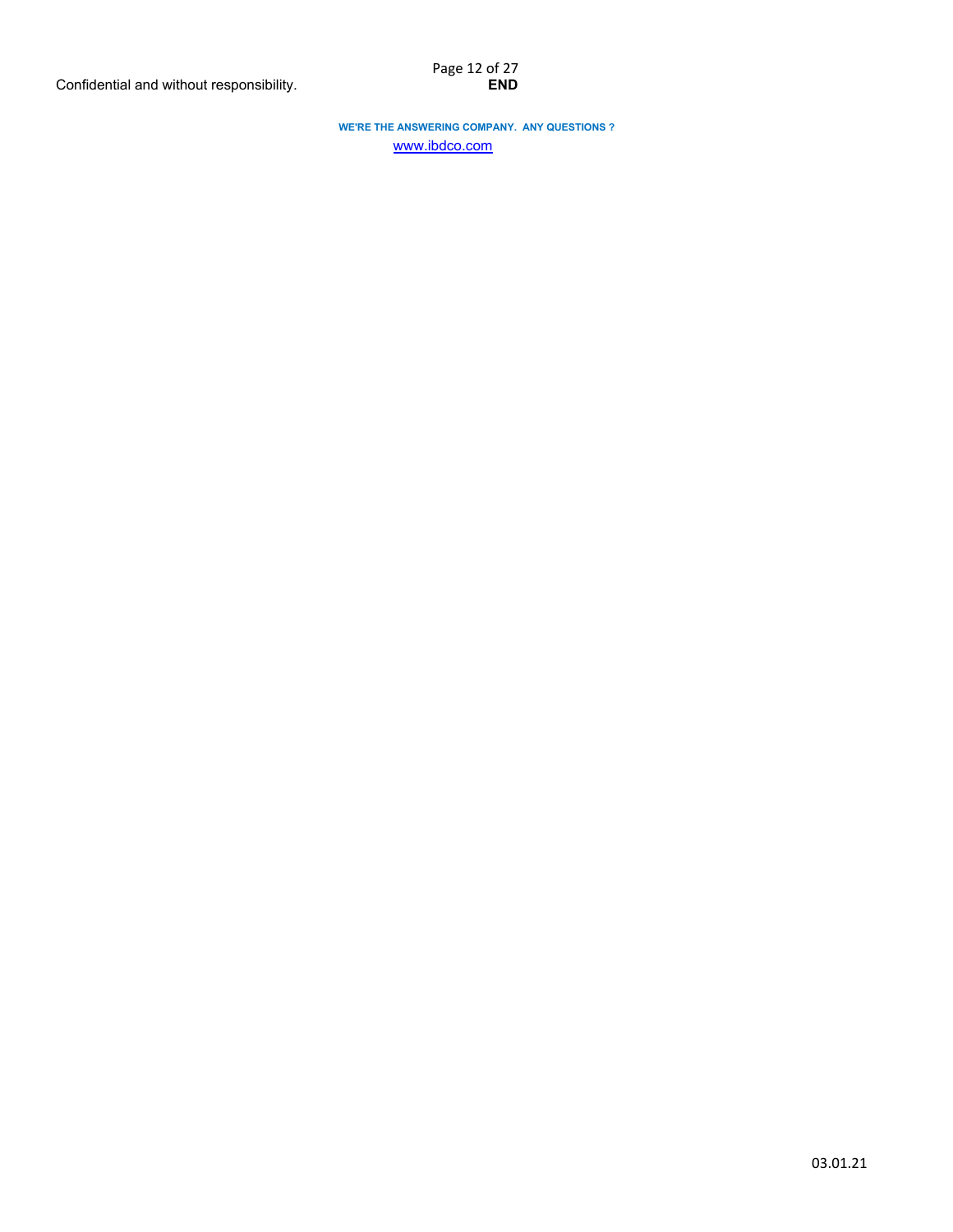Confidential and without responsibility.

**END**

**WE'RE THE ANSWERING COMPANY. ANY QUESTIONS ?**

www.ibdco.com

03.01.21